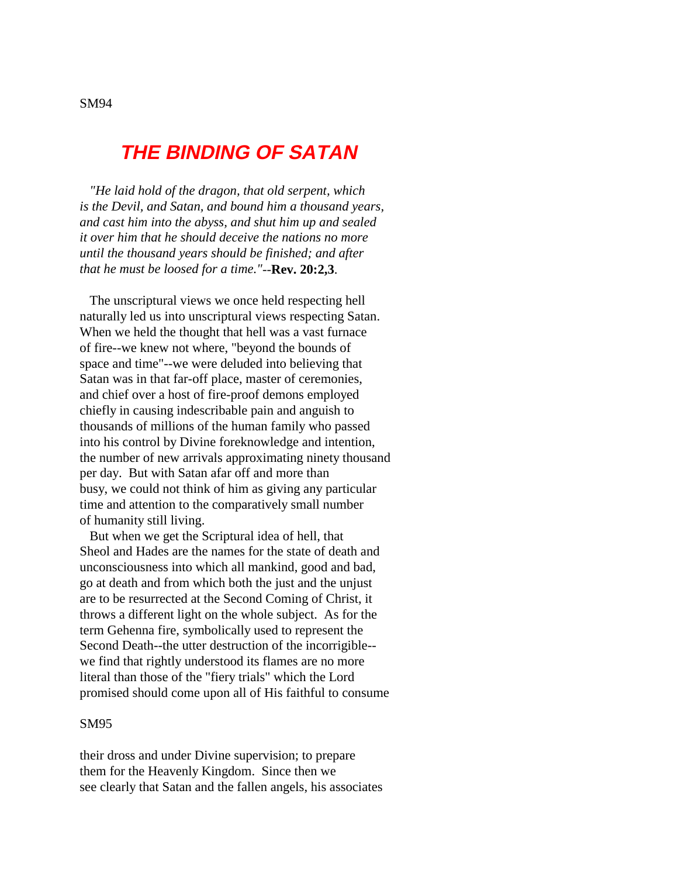# THE BINDING OF SATAN

*"He laid hold of the dragon, that old serpent, which is the Devil, and Satan, and bound him a thousand years, and cast him into the abyss, and shut him up and sealed it over him that he should deceive the nations no more until the thousand years should be finished; and after that he must be loosed for a time."*--**Rev. 20:2,3**.

The unscriptural views we once held respecting hell naturally led us into unscriptural views respecting Satan. When we held the thought that hell was a vast furnace of fire--we knew not where, "beyond the bounds of space and time"--we were deluded into believing that Satan was in that far-off place, master of ceremonies, and chief over a host of fire-proof demons employed chiefly in causing indescribable pain and anguish to thousands of millions of the human family who passed into his control by Divine foreknowledge and intention, the number of new arrivals approximating ninety thousand per day. But with Satan afar off and more than busy, we could not think of him as giving any particular time and attention to the comparatively small number of humanity still living.

But when we get the Scriptural idea of hell, that Sheol and Hades are the names for the state of death and unconsciousness into which all mankind, good and bad, go at death and from which both the just and the unjust are to be resurrected at the Second Coming of Christ, it throws a different light on the whole subject. As for the term Gehenna fire, symbolically used to represent the Second Death--the utter destruction of the incorrigible--we find that rightly understood its flames are no more literal than those of the "fiery trials" which the Lord promised should come upon all of His faithful to consume

their dross and under Divine supervision; to prepare them for the Heavenly Kingdom. Since then we see clearly that Satan and the fallen angels, his associates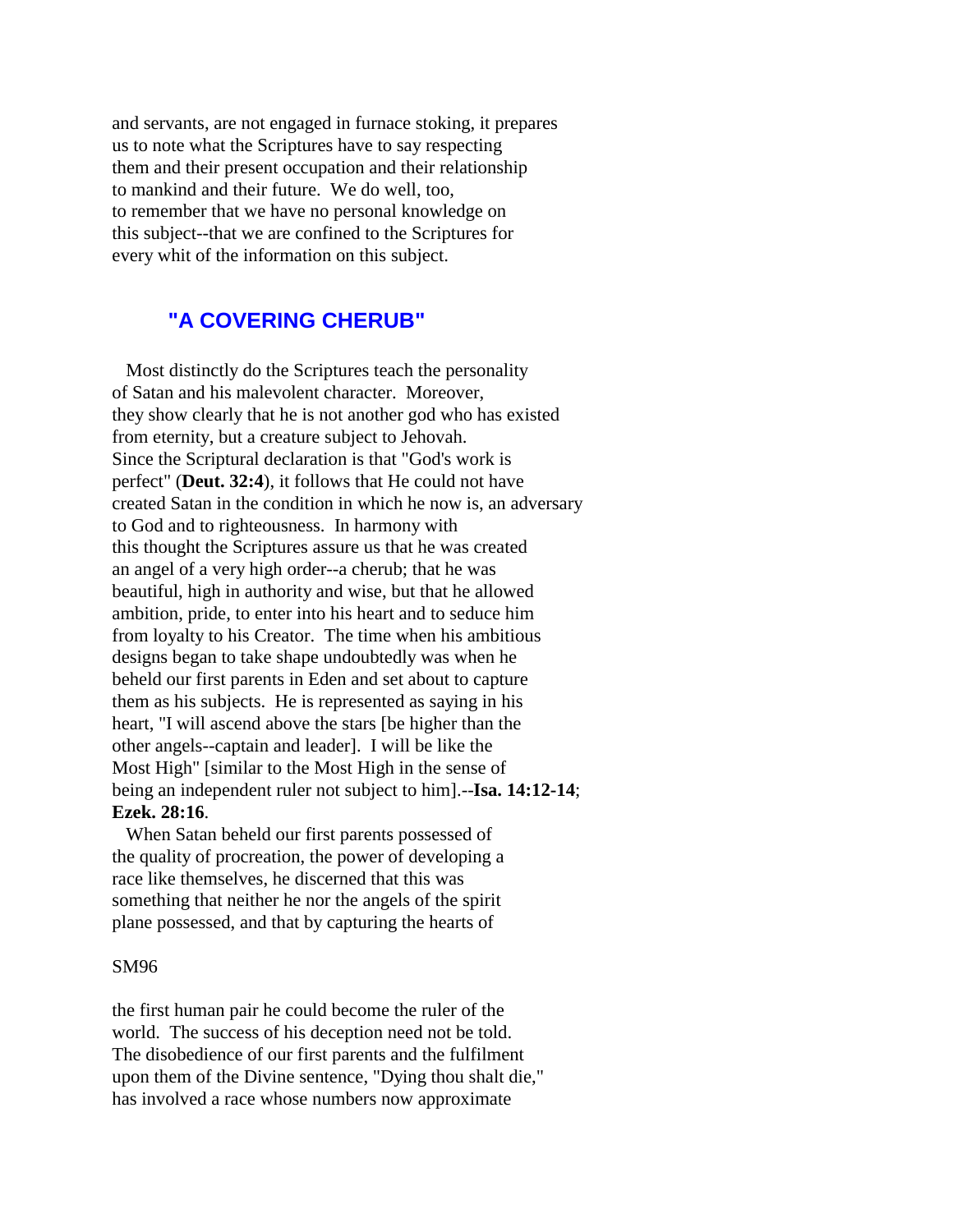and servants, are not engaged in furnace stoking, it prepares us to note what the Scriptures have to say respecting them and their present occupation and their relationship to mankind and their future. We do well, too, to remember that we have no personal knowledge on this subject--that we are confined to the Scriptures for every whit of the information on this subject.

## "A COVERING CHERUB"

Most distinctly do the Scriptures teach the personality of Satan and his malevolent character. Moreover, they show clearly that he is not another god who has existed from eternity, but a creature subject to Jehovah. Since the Scriptural declaration is that "God's work is perfect" (**Deut. 32:4**), it follows that He could not have created Satan in the condition in which he now is, an adversary to God and to righteousness. In harmony with this thought the Scriptures assure us that he was created an angel of a very high order--a cherub; that he was beautiful, high in authority and wise, but that he allowed ambition, pride, to enter into his heart and to seduce him from loyalty to his Creator. The time when his ambitious designs began to take shape undoubtedly was when he beheld our first parents in Eden and set about to capture them as his subjects. He is represented as saying in his heart, "I will ascend above the stars [be higher than the other angels--captain and leader]. I will be like the Most High" [similar to the Most High in the sense of being an independent ruler not subject to him].--**Isa. 14:12-14**; **Ezek. 28:16**.

When Satan beheld our first parents possessed of the quality of procreation, the power of developing a race like themselves, he discerned that this was something that neither he nor the angels of the spirit plane possessed, and that by capturing the hearts of

SM96

the first human pair he could become the ruler of the world. The success of his deception need not be told. The disobedience of our first parents and the fulfilment upon them of the Divine sentence, "Dying thou shalt die," has involved a race whose numbers now approximate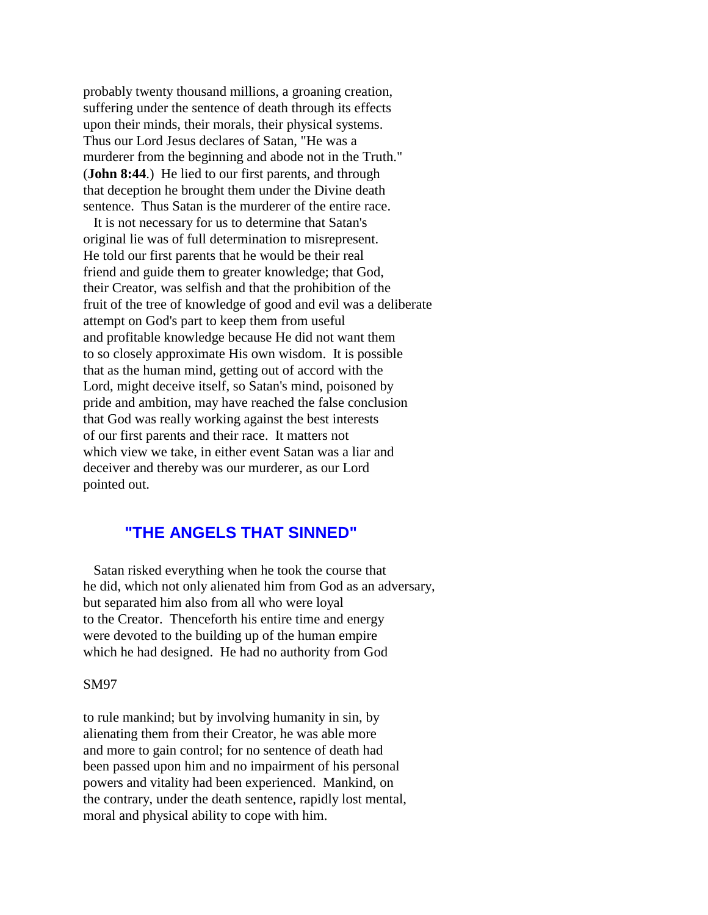probably twenty thousand millions, a groaning creation, suffering under the sentence of death through its effects upon their minds, their morals, their physical systems. Thus our Lord Jesus declares of Satan, "He was a murderer from the beginning and abode not in the Truth." (**John 8:44**.) He lied to our first parents, and through that deception he brought them under the Divine death sentence. Thus Satan is the murderer of the entire race.

It is not necessary for us to determine that Satan's original lie was of full determination to misrepresent. He told our first parents that he would be their real friend and guide them to greater knowledge; that God, their Creator, was selfish and that the prohibition of the fruit of the tree of knowledge of good and evil was a deliberate attempt on God's part to keep them from useful and profitable knowledge because He did not want them to so closely approximate His own wisdom. It is possible that as the human mind, getting out of accord with the Lord, might deceive itself, so Satan's mind, poisoned by pride and ambition, may have reached the false conclusion that God was really working against the best interests of our first parents and their race. It matters not which view we take, in either event Satan was a liar and deceiver and thereby was our murderer, as our Lord pointed out.

## "THE ANGELS THAT SINNED"

Satan risked everything when he took the course that he did, which not only alienated him from God as an adversary, but separated him also from all who were loyal to the Creator. Thenceforth his entire time and energy were devoted to the building up of the human empire which he had designed. He had no authority from God

SM97

to rule mankind; but by involving humanity in sin, by alienating them from their Creator, he was able more and more to gain control; for no sentence of death had been passed upon him and no impairment of his personal powers and vitality had been experienced. Mankind, on the contrary, under the death sentence, rapidly lost mental, moral and physical ability to cope with him.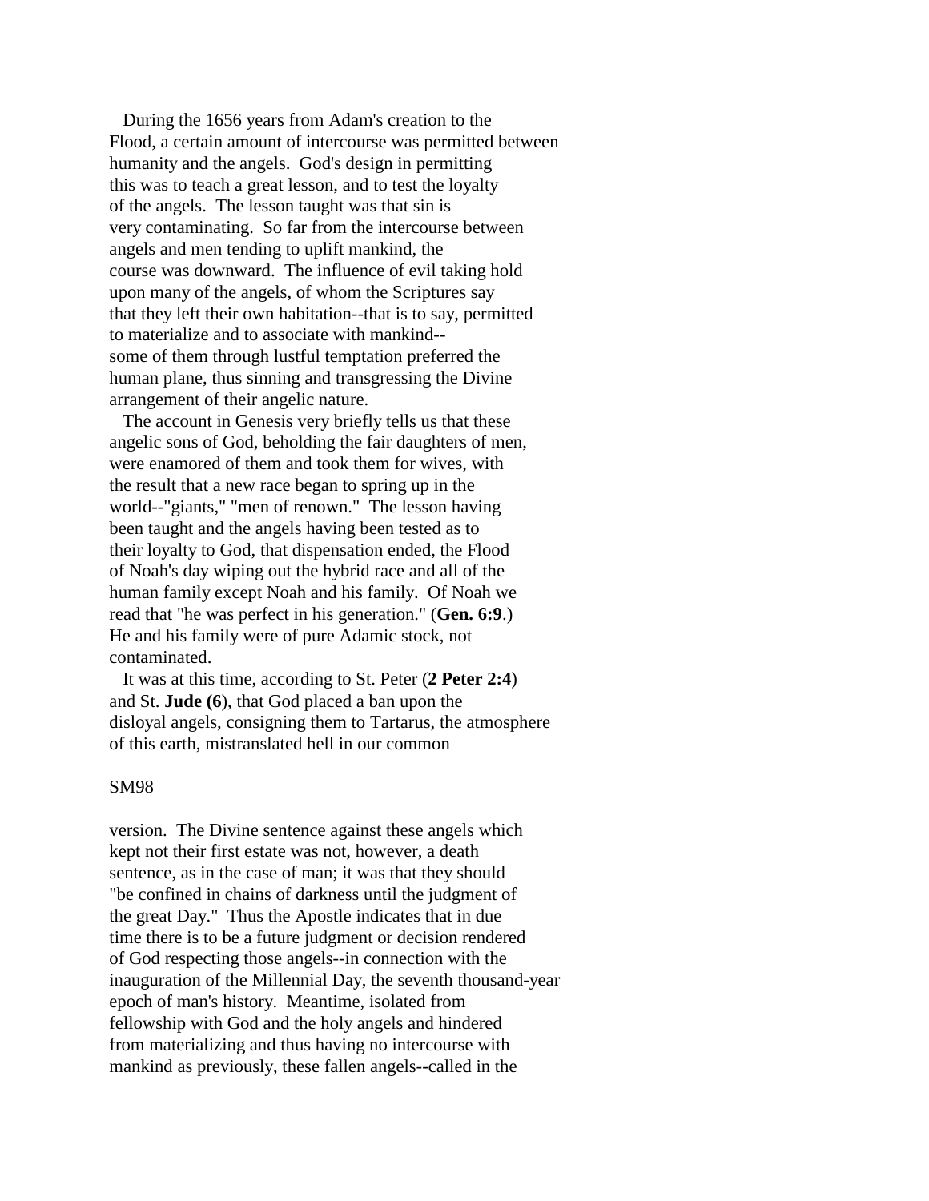During the 1656 years from Adam's creation to the Flood, a certain amount of intercourse was permitted between humanity and the angels. God's design in permitting this was to teach a great lesson, and to test the loyalty of the angels. The lesson taught was that sin is very contaminating. So far from the intercourse between angels and men tending to uplift mankind, the course was downward. The influence of evil taking hold upon many of the angels, of whom the Scriptures say that they left their own habitation--that is to say, permitted to materialize and to associate with mankind--some of them through lustful temptation preferred the human plane, thus sinning and transgressing the Divine arrangement of their angelic nature.

The account in Genesis very briefly tells us that these angelic sons of God, beholding the fair daughters of men, were enamored of them and took them for wives, with the result that a new race began to spring up in the world--"giants," "men of renown." The lesson having been taught and the angels having been tested as to their loyalty to God, that dispensation ended, the Flood of Noah's day wiping out the hybrid race and all of the human family except Noah and his family. Of Noah we read that "he was perfect in his generation." (**Gen. 6:9**.) He and his family were of pure Adamic stock, not contaminated.

It was at this time, according to St. Peter (**2 Peter 2:4**) and St. **Jude (6**), that God placed a ban upon the disloyal angels, consigning them to Tartarus, the atmosphere of this earth, mistranslated hell in our common version. The Divine sentence against these angels which kept not their first estate was not, however, a death sentence, as in the case of man; it was that they should "be confined in chains of darkness until the judgment of the great Day." Thus the Apostle indicates that in due time there is to be a future judgment or decision rendered of God respecting those angels--in connection with the inauguration of the Millennial Day, the seventh thousand-year epoch of man's history. Meantime, isolated from fellowship with God and the holy angels and hindered from materializing and thus having no intercourse with mankind as previously, these fallen angels--called in the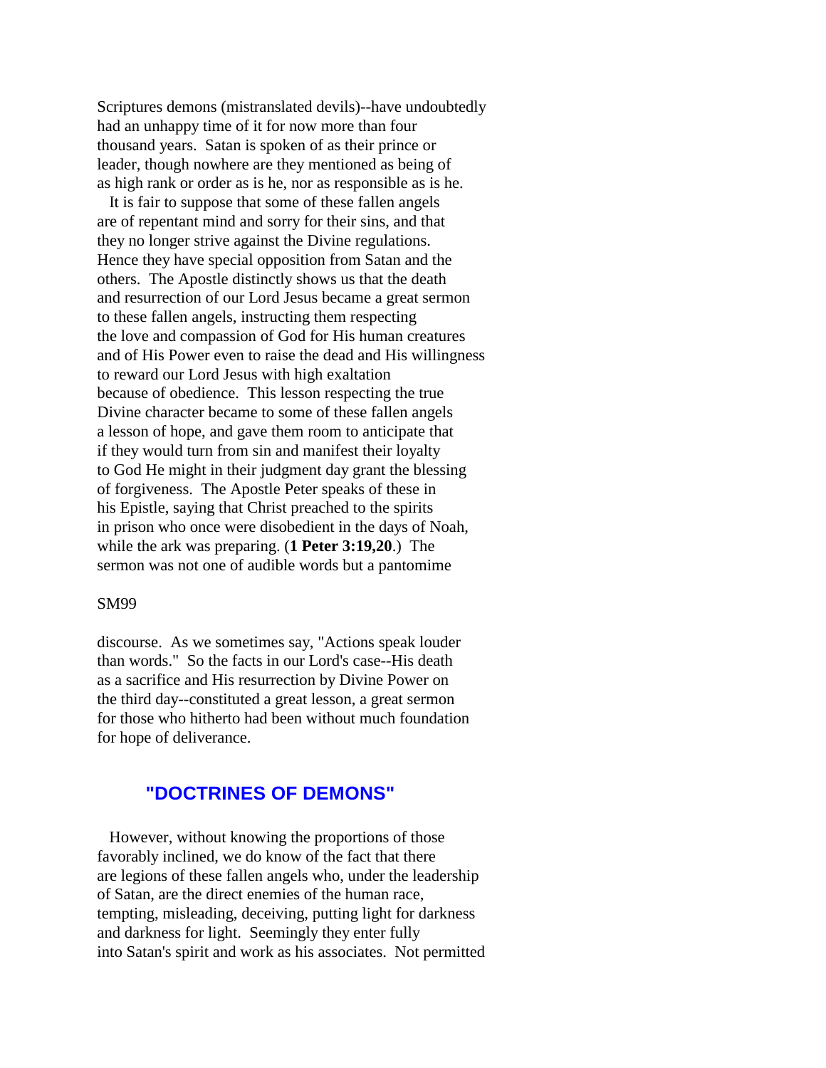Scriptures demons (mistranslated devils)--have undoubtedly had an unhappy time of it for now more than four thousand years. Satan is spoken of as their prince or leader, though nowhere are they mentioned as being of as high rank or order as is he, nor as responsible as is he.

It is fair to suppose that some of these fallen angels are of repentant mind and sorry for their sins, and that they no longer strive against the Divine regulations. Hence they have special opposition from Satan and the others. The Apostle distinctly shows us that the death and resurrection of our Lord Jesus became a great sermon to these fallen angels, instructing them respecting the love and compassion of God for His human creatures and of His Power even to raise the dead and His willingness to reward our Lord Jesus with high exaltation because of obedience. This lesson respecting the true Divine character became to some of these fallen angels a lesson of hope, and gave them room to anticipate that if they would turn from sin and manifest their loyalty to God He might in their judgment day grant the blessing of forgiveness. The Apostle Peter speaks of these in his Epistle, saying that Christ preached to the spirits in prison who once were disobedient in the days of Noah, while the ark was preparing. (**1 Peter 3:19,20**.) The sermon was not one of audible words but a pantomime

SM99

discourse. As we sometimes say, "Actions speak louder than words." So the facts in our Lord's case--His death as a sacrifice and His resurrection by Divine Power on the third day--constituted a great lesson, a great sermon for those who hitherto had been without much foundation for hope of deliverance.

## "DOCTRINES OF DEMONS"

However, without knowing the proportions of those favorably inclined, we do know of the fact that there are legions of these fallen angels who, under the leadership of Satan, are the direct enemies of the human race, tempting, misleading, deceiving, putting light for darkness and darkness for light. Seemingly they enter fully into Satan's spirit and work as his associates. Not permitted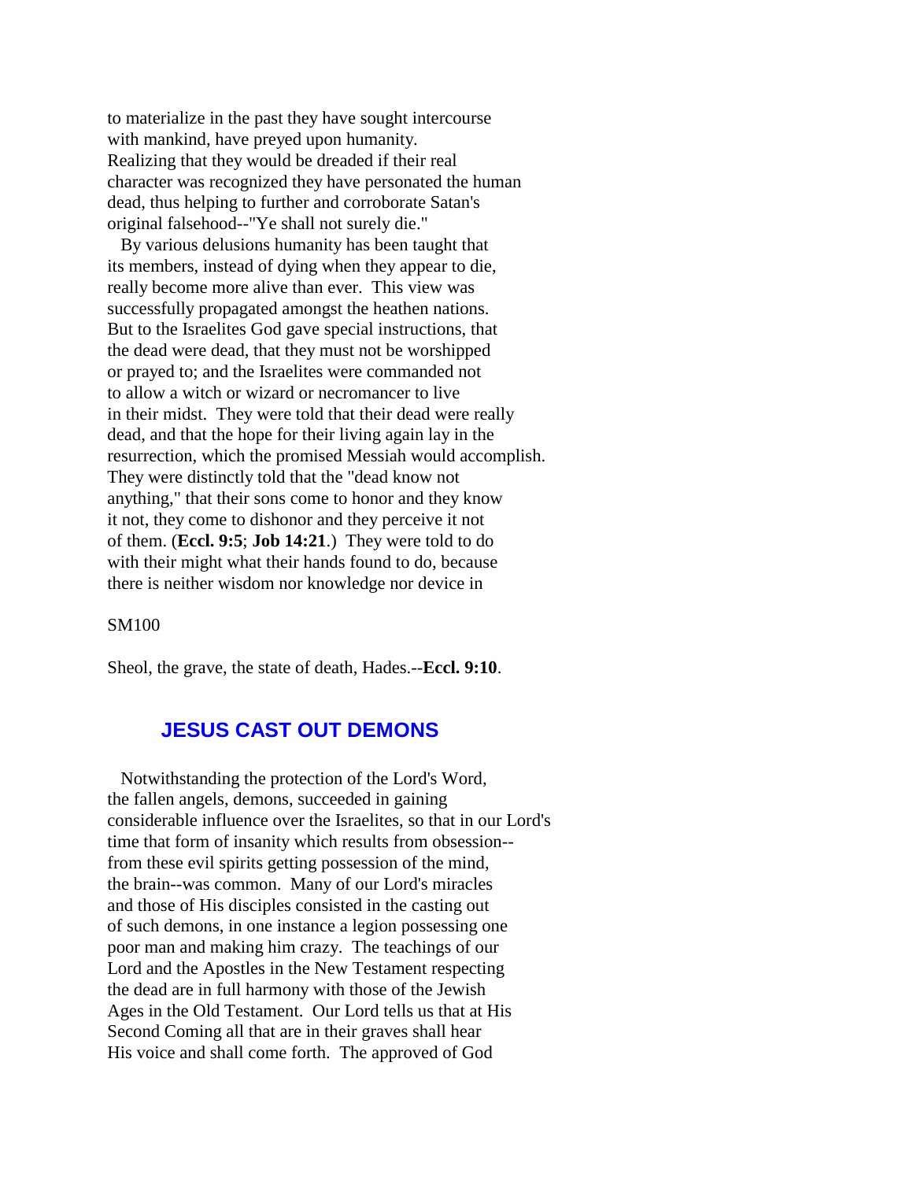to materialize in the past they have sought intercourse with mankind, have preyed upon humanity. Realizing that they would be dreaded if their real character was recognized they have personated the human dead, thus helping to further and corroborate Satan's original falsehood--"Ye shall not surely die."

By various delusions humanity has been taught that its members, instead of dying when they appear to die, really become more alive than ever. This view was successfully propagated amongst the heathen nations. But to the Israelites God gave special instructions, that the dead were dead, that they must not be worshipped or prayed to; and the Israelites were commanded not to allow a witch or wizard or necromancer to live in their midst. They were told that their dead were really dead, and that the hope for their living again lay in the resurrection, which the promised Messiah would accomplish. They were distinctly told that the "dead know not anything," that their sons come to honor and they know it not, they come to dishonor and they perceive it not of them. (**Eccl. 9:5**; **Job 14:21**.) They were told to do with their might what their hands found to do, because there is neither wisdom nor knowledge nor device in

SM100

Sheol, the grave, the state of death, Hades.--**Eccl. 9:10**.

## JESUS CAST OUT DEMONS

Notwithstanding the protection of the Lord's Word, the fallen angels, demons, succeeded in gaining considerable influence over the Israelites, so that in our Lord's time that form of insanity which results from obsession--from these evil spirits getting possession of the mind, the brain--was common. Many of our Lord's miracles and those of His disciples consisted in the casting out of such demons, in one instance a legion possessing one poor man and making him crazy. The teachings of our Lord and the Apostles in the New Testament respecting the dead are in full harmony with those of the Jewish Ages in the Old Testament. Our Lord tells us that at His Second Coming all that are in their graves shall hear His voice and shall come forth. The approved of God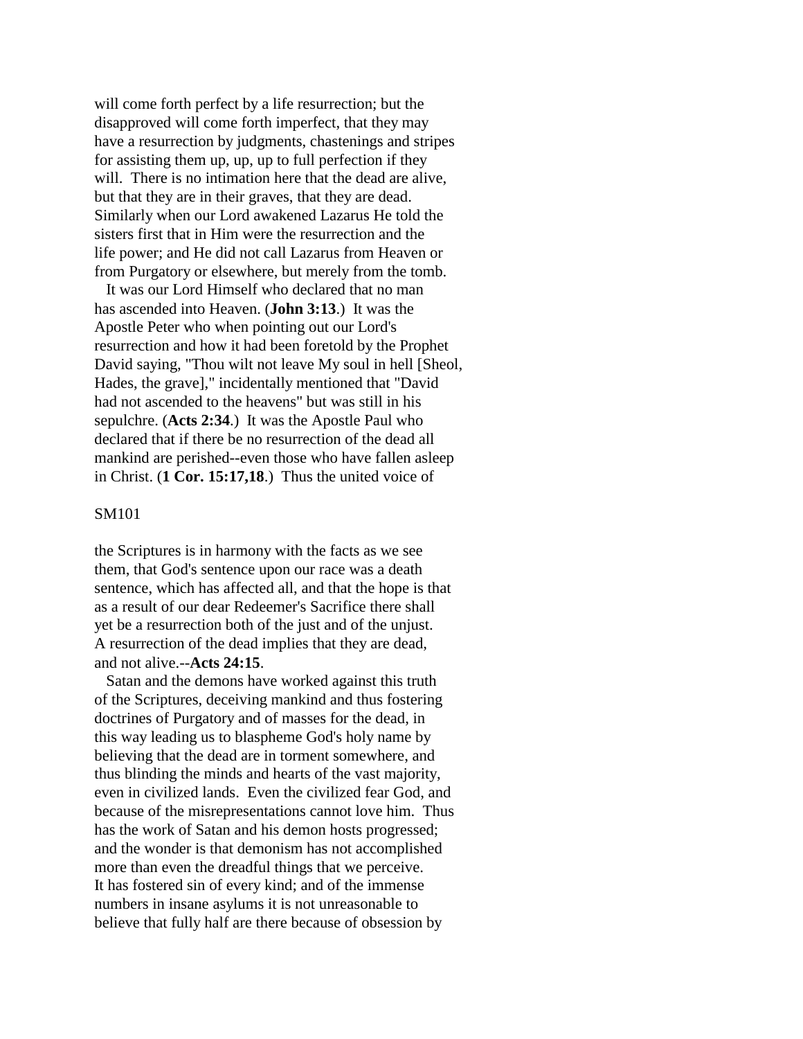will come forth perfect by a life resurrection; but the disapproved will come forth imperfect, that they may have a resurrection by judgments, chastenings and stripes for assisting them up, up, up to full perfection if they will. There is no intimation here that the dead are alive, but that they are in their graves, that they are dead. Similarly when our Lord awakened Lazarus He told the sisters first that in Him were the resurrection and the life power; and He did not call Lazarus from Heaven or from Purgatory or elsewhere, but merely from the tomb.

It was our Lord Himself who declared that no man has ascended into Heaven. (**John 3:13**.) It was the Apostle Peter who when pointing out our Lord's resurrection and how it had been foretold by the Prophet David saying, "Thou wilt not leave My soul in hell [Sheol, Hades, the grave]," incidentally mentioned that "David had not ascended to the heavens" but was still in his sepulchre. (**Acts 2:34**.) It was the Apostle Paul who declared that if there be no resurrection of the dead all mankind are perished--even those who have fallen asleep in Christ. (**1 Cor. 15:17,18**.) Thus the united voice of

SM101

the Scriptures is in harmony with the facts as we see them, that God's sentence upon our race was a death sentence, which has affected all, and that the hope is that as a result of our dear Redeemer's Sacrifice there shall yet be a resurrection both of the just and of the unjust. A resurrection of the dead implies that they are dead, and not alive.--**Acts 24:15**.

Satan and the demons have worked against this truth of the Scriptures, deceiving mankind and thus fostering doctrines of Purgatory and of masses for the dead, in this way leading us to blaspheme God's holy name by believing that the dead are in torment somewhere, and thus blinding the minds and hearts of the vast majority, even in civilized lands. Even the civilized fear God, and because of the misrepresentations cannot love him. Thus has the work of Satan and his demon hosts progressed; and the wonder is that demonism has not accomplished more than even the dreadful things that we perceive. It has fostered sin of every kind; and of the immense numbers in insane asylums it is not unreasonable to believe that fully half are there because of obsession by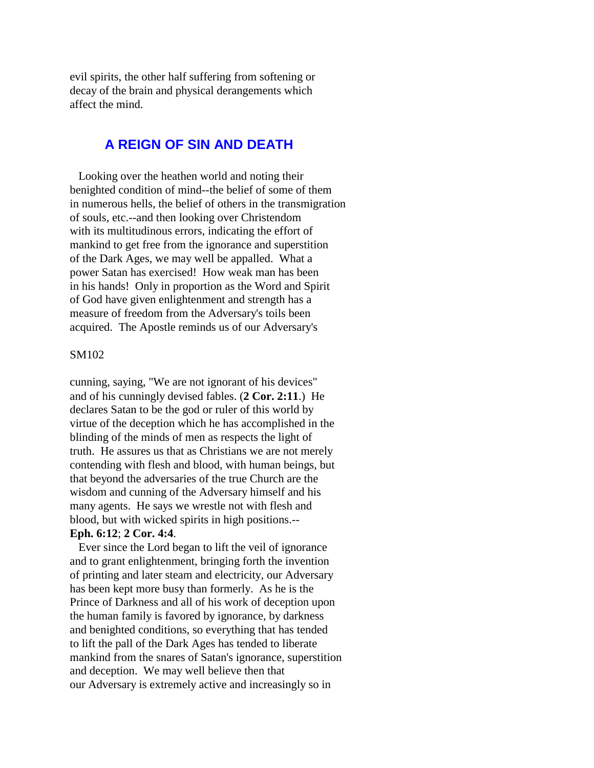evil spirits, the other half suffering from softening or decay of the brain and physical derangements which affect the mind.

## A REIGN OF SIN AND DEATH

Looking over the heathen world and noting their benighted condition of mind--the belief of some of them in numerous hells, the belief of others in the transmigration of souls, etc.--and then looking over Christendom with its multitudinous errors, indicating the effort of mankind to get free from the ignorance and superstition of the Dark Ages, we may well be appalled. What a power Satan has exercised! How weak man has been in his hands! Only in proportion as the Word and Spirit of God have given enlightenment and strength has a measure of freedom from the Adversary's toils been acquired. The Apostle reminds us of our Adversary's cunning, saying, "We are not ignorant of his devices" and of his cunningly devised fables. (**2 Cor. 2:11**.) He declares Satan to be the god or ruler of this world by virtue of the deception which he has accomplished in the blinding of the minds of men as respects the light of truth. He assures us that as Christians we are not merely contending with flesh and blood, with human beings, but that beyond the adversaries of the true Church are the wisdom and cunning of the Adversary himself and his many agents. He says we wrestle not with flesh and blood, but with wicked spirits in high positions.--**Eph. 6:12**; **2 Cor. 4:4**.

Ever since the Lord began to lift the veil of ignorance and to grant enlightenment, bringing forth the invention of printing and later steam and electricity, our Adversary has been kept more busy than formerly. As he is the Prince of Darkness and all of his work of deception upon the human family is favored by ignorance, by darkness and benighted conditions, so everything that has tended to lift the pall of the Dark Ages has tended to liberate mankind from the snares of Satan's ignorance, superstition and deception. We may well believe then that our Adversary is extremely active and increasingly so in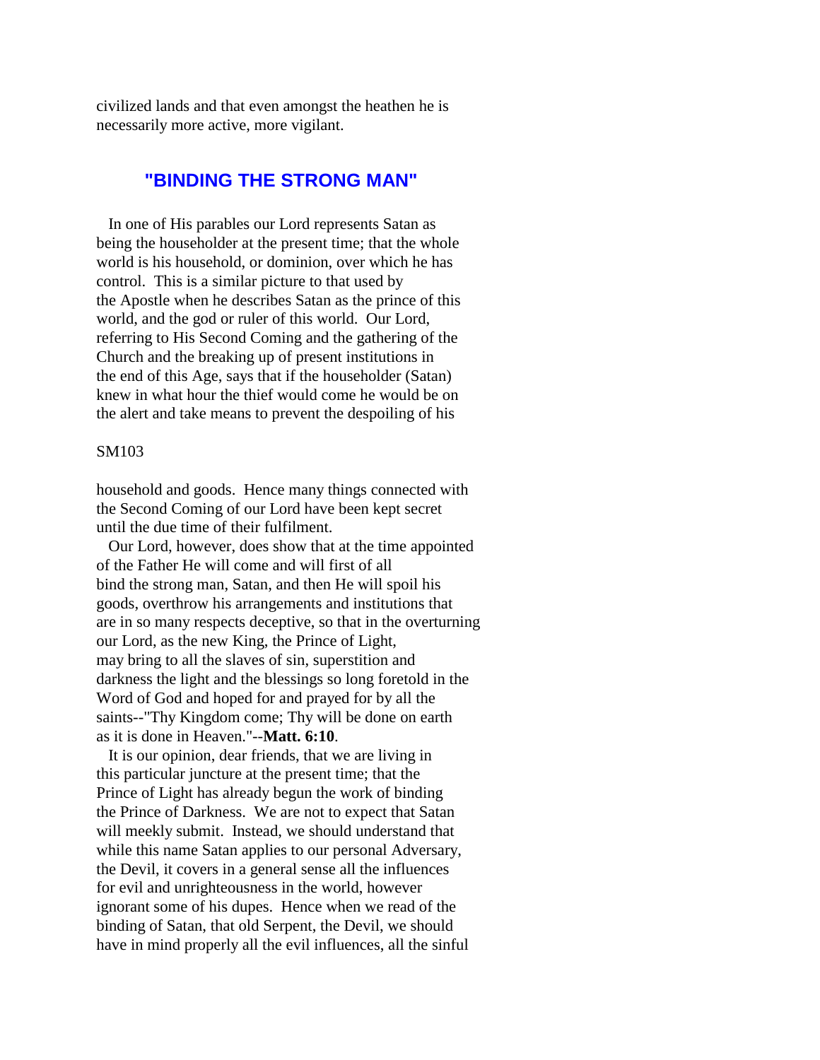civilized lands and that even amongst the heathen he is necessarily more active, more vigilant.

## "BINDING THE STRONG MAN"

In one of His parables our Lord represents Satan as being the householder at the present time; that the whole world is his household, or dominion, over which he has control. This is a similar picture to that used by the Apostle when he describes Satan as the prince of this world, and the god or ruler of this world. Our Lord, referring to His Second Coming and the gathering of the Church and the breaking up of present institutions in the end of this Age, says that if the householder (Satan) knew in what hour the thief would come he would be on the alert and take means to prevent the despoiling of his

SM103

household and goods. Hence many things connected with the Second Coming of our Lord have been kept secret until the due time of their fulfilment.

Our Lord, however, does show that at the time appointed of the Father He will come and will first of all bind the strong man, Satan, and then He will spoil his goods, overthrow his arrangements and institutions that are in so many respects deceptive, so that in the overturning our Lord, as the new King, the Prince of Light, may bring to all the slaves of sin, superstition and darkness the light and the blessings so long foretold in the Word of God and hoped for and prayed for by all the saints--"Thy Kingdom come; Thy will be done on earth as it is done in Heaven."--**Matt. 6:10**.

It is our opinion, dear friends, that we are living in this particular juncture at the present time; that the Prince of Light has already begun the work of binding the Prince of Darkness. We are not to expect that Satan will meekly submit. Instead, we should understand that while this name Satan applies to our personal Adversary, the Devil, it covers in a general sense all the influences for evil and unrighteousness in the world, however ignorant some of his dupes. Hence when we read of the binding of Satan, that old Serpent, the Devil, we should have in mind properly all the evil influences, all the sinful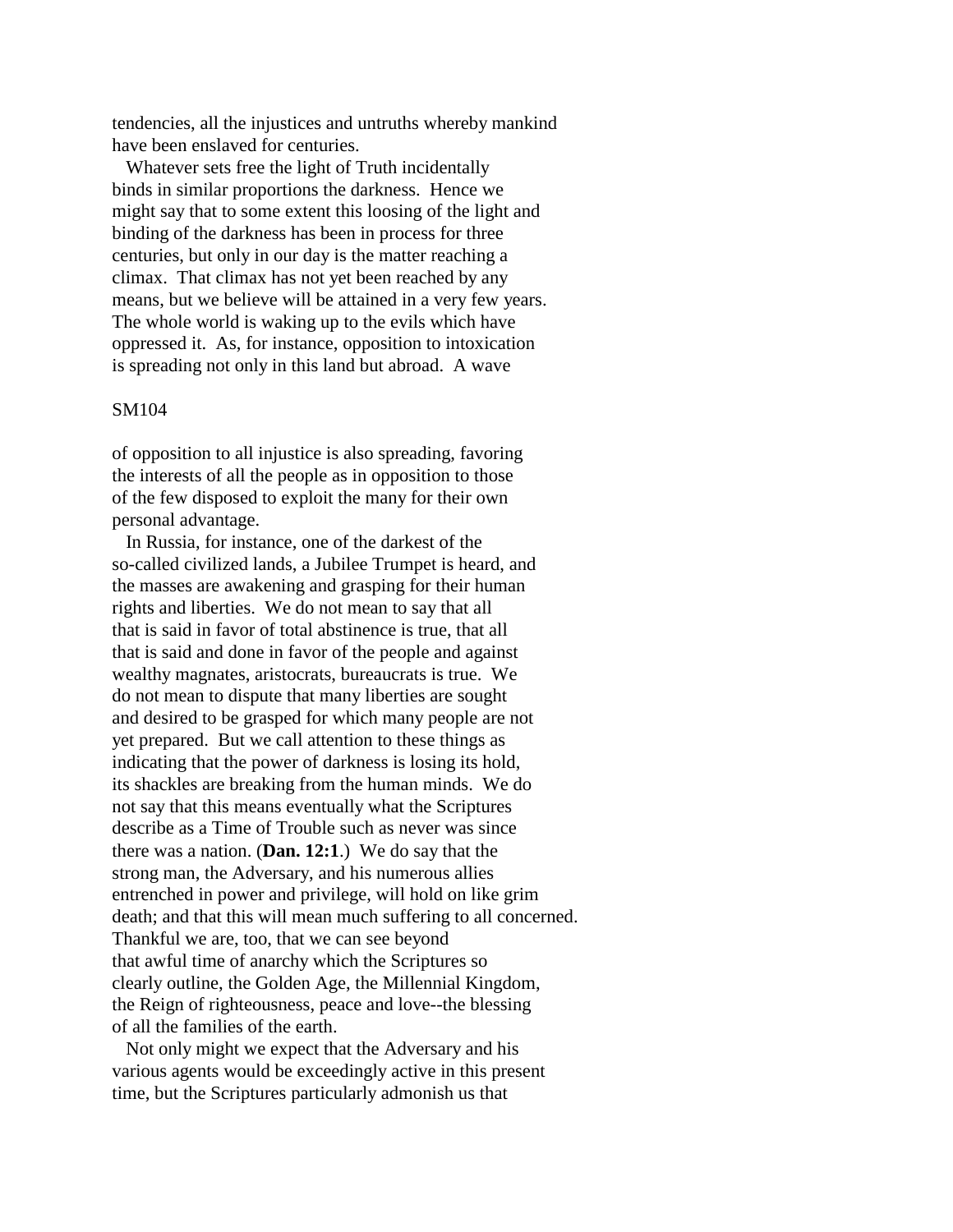tendencies, all the injustices and untruths whereby mankind have been enslaved for centuries.

Whatever sets free the light of Truth incidentally binds in similar proportions the darkness. Hence we might say that to some extent this loosing of the light and binding of the darkness has been in process for three centuries, but only in our day is the matter reaching a climax. That climax has not yet been reached by any means, but we believe will be attained in a very few years. The whole world is waking up to the evils which have oppressed it. As, for instance, opposition to intoxication is spreading not only in this land but abroad. A wave

SM104

of opposition to all injustice is also spreading, favoring the interests of all the people as in opposition to those of the few disposed to exploit the many for their own personal advantage.

In Russia, for instance, one of the darkest of the so-called civilized lands, a Jubilee Trumpet is heard, and the masses are awakening and grasping for their human rights and liberties. We do not mean to say that all that is said in favor of total abstinence is true, that all that is said and done in favor of the people and against wealthy magnates, aristocrats, bureaucrats is true. We do not mean to dispute that many liberties are sought and desired to be grasped for which many people are not yet prepared. But we call attention to these things as indicating that the power of darkness is losing its hold, its shackles are breaking from the human minds. We do not say that this means eventually what the Scriptures describe as a Time of Trouble such as never was since there was a nation. (**Dan. 12:1**.) We do say that the strong man, the Adversary, and his numerous allies entrenched in power and privilege, will hold on like grim death; and that this will mean much suffering to all concerned. Thankful we are, too, that we can see beyond that awful time of anarchy which the Scriptures so clearly outline, the Golden Age, the Millennial Kingdom, the Reign of righteousness, peace and love--the blessing of all the families of the earth.

Not only might we expect that the Adversary and his various agents would be exceedingly active in this present time, but the Scriptures particularly admonish us that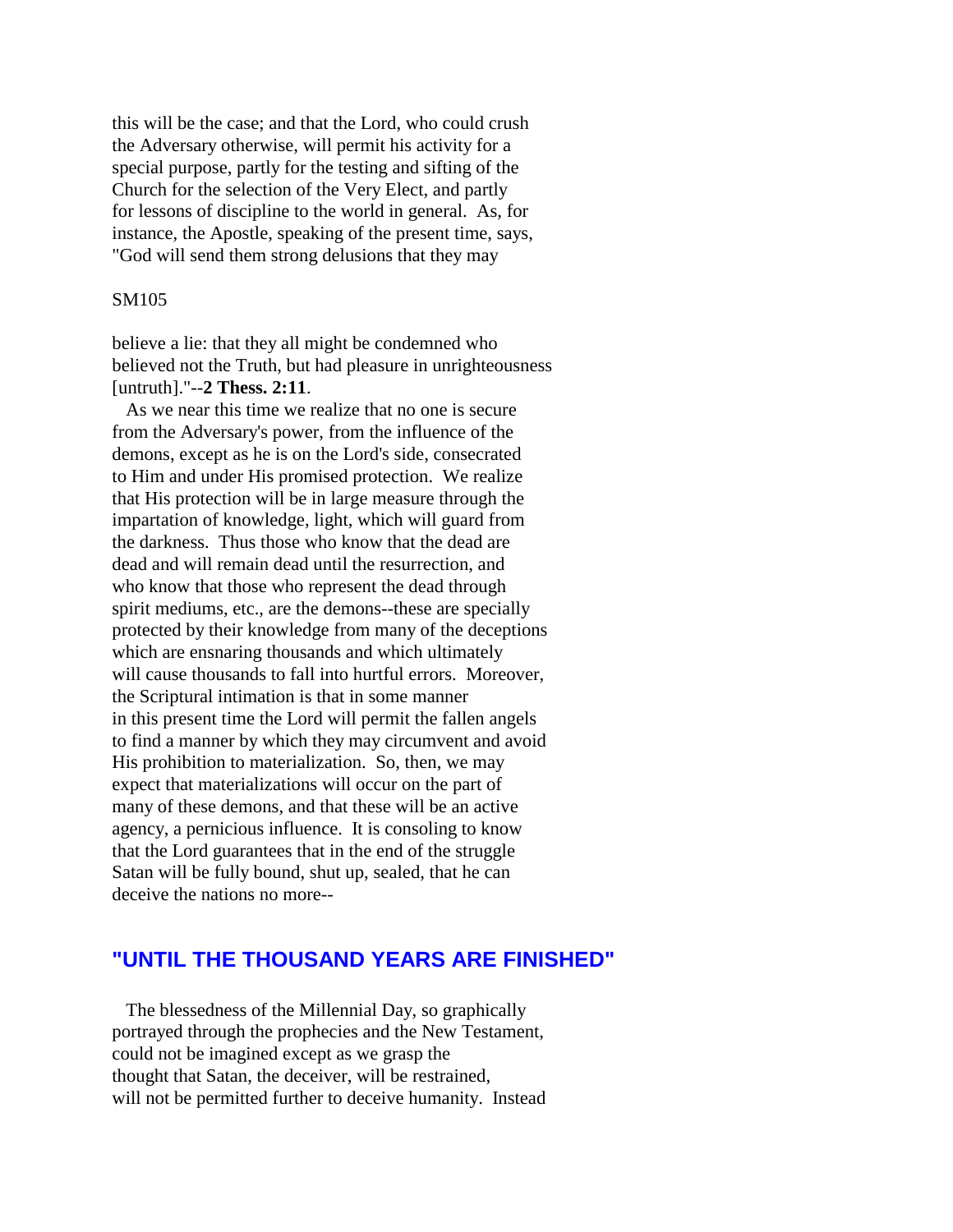this will be the case; and that the Lord, who could crush the Adversary otherwise, will permit his activity for a special purpose, partly for the testing and sifting of the Church for the selection of the Very Elect, and partly for lessons of discipline to the world in general. As, for instance, the Apostle, speaking of the present time, says, "God will send them strong delusions that they may

SM105

believe a lie: that they all might be condemned who believed not the Truth, but had pleasure in unrighteousness [untruth]."--**2 Thess. 2:11**.

As we near this time we realize that no one is secure from the Adversary's power, from the influence of the demons, except as he is on the Lord's side, consecrated to Him and under His promised protection. We realize that His protection will be in large measure through the impartation of knowledge, light, which will guard from the darkness. Thus those who know that the dead are dead and will remain dead until the resurrection, and who know that those who represent the dead through spirit mediums, etc., are the demons--these are specially protected by their knowledge from many of the deceptions which are ensnaring thousands and which ultimately will cause thousands to fall into hurtful errors. Moreover, the Scriptural intimation is that in some manner in this present time the Lord will permit the fallen angels to find a manner by which they may circumvent and avoid His prohibition to materialization. So, then, we may expect that materializations will occur on the part of many of these demons, and that these will be an active agency, a pernicious influence. It is consoling to know that the Lord guarantees that in the end of the struggle Satan will be fully bound, shut up, sealed, that he can deceive the nations no more--

## "UNTIL THE THOUSAND YEARS ARE FINISHED"

The blessedness of the Millennial Day, so graphically portrayed through the prophecies and the New Testament, could not be imagined except as we grasp the thought that Satan, the deceiver, will be restrained, will not be permitted further to deceive humanity. Instead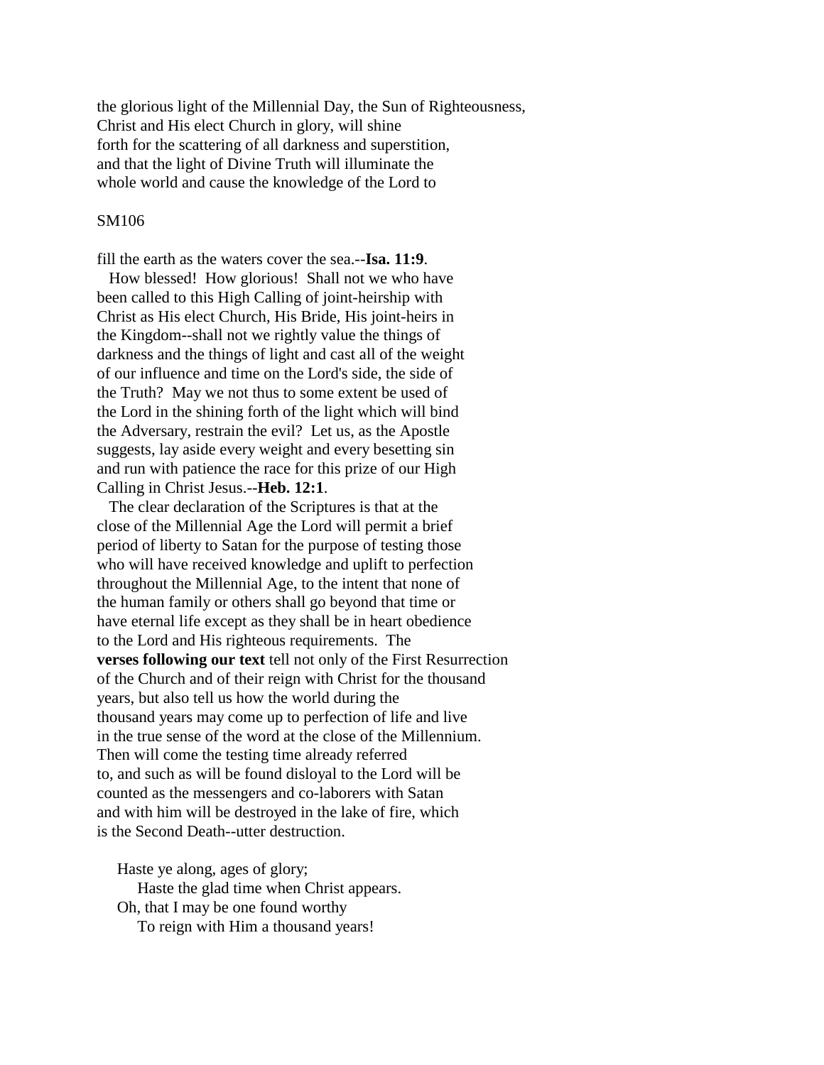the glorious light of the Millennial Day, the Sun of Righteousness, Christ and His elect Church in glory, will shine forth for the scattering of all darkness and superstition, and that the light of Divine Truth will illuminate the whole world and cause the knowledge of the Lord to

SM106

fill the earth as the waters cover the sea.--**Isa. 11:9**.

How blessed! How glorious! Shall not we who have been called to this High Calling of joint-heirship with Christ as His elect Church, His Bride, His joint-heirs in the Kingdom--shall not we rightly value the things of darkness and the things of light and cast all of the weight of our influence and time on the Lord's side, the side of the Truth? May we not thus to some extent be used of the Lord in the shining forth of the light which will bind the Adversary, restrain the evil? Let us, as the Apostle suggests, lay aside every weight and every besetting sin and run with patience the race for this prize of our High Calling in Christ Jesus.--**Heb. 12:1**.

The clear declaration of the Scriptures is that at the close of the Millennial Age the Lord will permit a brief period of liberty to Satan for the purpose of testing those who will have received knowledge and uplift to perfection throughout the Millennial Age, to the intent that none of the human family or others shall go beyond that time or have eternal life except as they shall be in heart obedience to the Lord and His righteous requirements. The **verses following our text** tell not only of the First Resurrection of the Church and of their reign with Christ for the thousand years, but also tell us how the world during the thousand years may come up to perfection of life and live in the true sense of the word at the close of the Millennium. Then will come the testing time already referred to, and such as will be found disloyal to the Lord will be counted as the messengers and co-laborers with Satan and with him will be destroyed in the lake of fire, which is the Second Death--utter destruction.

Haste ye along, ages of glory;
Haste the glad time when Christ appears.
Oh, that I may be one found worthy
To reign with Him a thousand years!